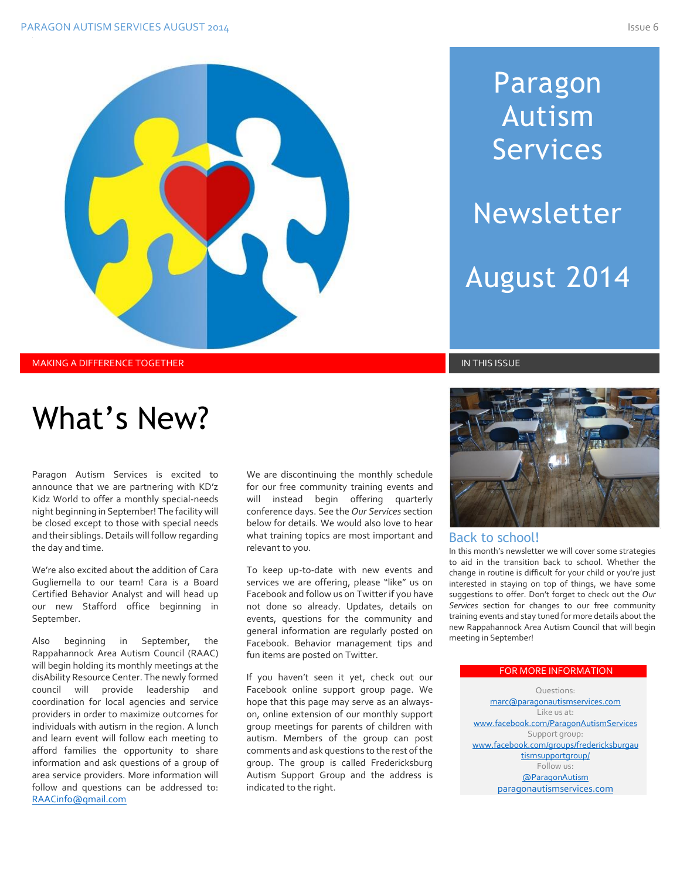# Paragon Autism Services Newsletter

# August 2014

MAKING A DIFFERENCE TOGETHER

IN THIS ISSUE

## What's New?

Paragon Autism Services is excited to announce that we are partnering with KD'z Kidz World to offer a monthly special-needs night beginning in September! The facility will be closed except to those with special needs and their siblings. Details will follow regarding the day and time.

We're also excited about the addition of Cara Gugliemella to our team! Cara is a Board Certified Behavior Analyst and will head up our new Stafford office beginning in September.

Also beginning in September, the Rappahannock Area Autism Council (RAAC) will begin holding its monthly meetings at the disAbility Resource Center. The newly formed council will provide leadership and coordination for local agencies and service providers in order to maximize outcomes for individuals with autism in the region. A lunch and learn event will follow each meeting to afford families the opportunity to share information and ask questions of a group of area service providers. More information will follow and questions can be addressed to: RAACinfo@gmail.com

We are discontinuing the monthly schedule for our free community training events and will instead begin offering quarterly conference days. See the *Our Services* section below for details. We would also love to hear what training topics are most important and relevant to you.

To keep up-to-date with new events and services we are offering, please "like" us on Facebook and follow us on Twitter if you have not done so already. Updates, details on events, questions for the community and general information are regularly posted on Facebook. Behavior management tips and fun items are posted on Twitter.

If you haven't seen it yet, check out our Facebook online support group page. We hope that this page may serve as an always-on, online extension of our monthly support group meetings for parents of children with autism. Members of the group can post comments and ask questions to the rest of the group. The group is called Fredericksburg Autism Support Group and the address is indicated to the right.

### Back to school!

In this month's newsletter we will cover some strategies to aid in the transition back to school. Whether the change in routine is difficult for your child or you're just interested in staying on top of things, we have some suggestions to offer. Don't forget to check out the *Our Services* section for changes to our free community training events and stay tuned for more details about the new Rappahannock Area Autism Council that will begin meeting in September!

**FOR MORE INFORMATION**

Questions:
marc@paragonautismservices.com

Like us at:
www.facebook.com/ParagonAutismServices

Support group:
www.facebook.com/groups/fredericksburgautismsupportgroup/

Follow us:
@ParagonAutism

paragonautismservices.com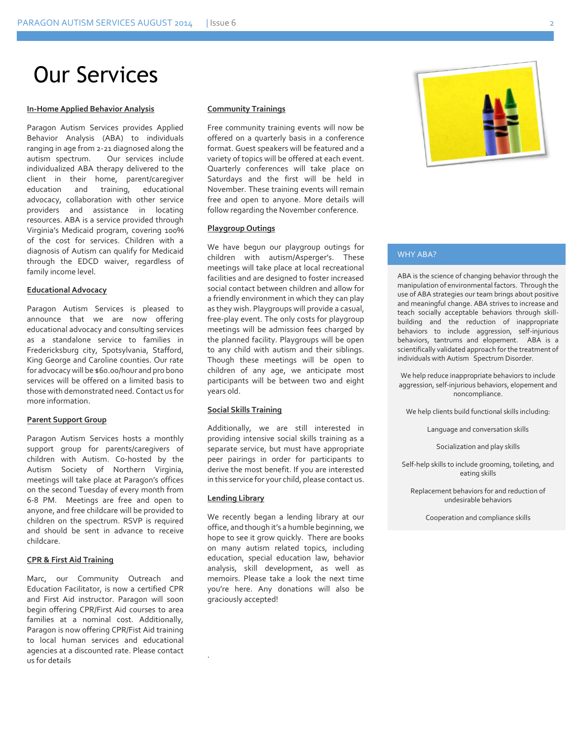# Our Services

**In-Home Applied Behavior Analysis**

Paragon Autism Services provides Applied Behavior Analysis (ABA) to individuals ranging in age from 2-21 diagnosed along the autism spectrum. Our services include individualized ABA therapy delivered to the client in their home, parent/caregiver education and training, educational advocacy, collaboration with other service providers and assistance in locating resources. ABA is a service provided through Virginia's Medicaid program, covering 100% of the cost for services. Children with a diagnosis of Autism can qualify for Medicaid through the EDCD waiver, regardless of family income level.

**Educational Advocacy**

Paragon Autism Services is pleased to announce that we are now offering educational advocacy and consulting services as a standalone service to families in Fredericksburg city, Spotsylvania, Stafford, King George and Caroline counties. Our rate for advocacy will be $60.00/hour and pro bono services will be offered on a limited basis to those with demonstrated need. Contact us for more information.

**Parent Support Group**

Paragon Autism Services hosts a monthly support group for parents/caregivers of children with Autism. Co-hosted by the Autism Society of Northern Virginia, meetings will take place at Paragon's offices on the second Tuesday of every month from 6-8 PM. Meetings are free and open to anyone, and free childcare will be provided to children on the spectrum. RSVP is required and should be sent in advance to receive childcare.

**CPR & First Aid Training**

Marc, our Community Outreach and Education Facilitator, is now a certified CPR and First Aid instructor. Paragon will soon begin offering CPR/First Aid courses to area families at a nominal cost. Additionally, Paragon is now offering CPR/Fist Aid training to local human services and educational agencies at a discounted rate. Please contact us for details

**Community Trainings**

Free community training events will now be offered on a quarterly basis in a conference format. Guest speakers will be featured and a variety of topics will be offered at each event. Quarterly conferences will take place on Saturdays and the first will be held in November. These training events will remain free and open to anyone. More details will follow regarding the November conference.

**Playgroup Outings**

We have begun our playgroup outings for children with autism/Asperger's. These meetings will take place at local recreational facilities and are designed to foster increased social contact between children and allow for a friendly environment in which they can play as they wish. Playgroups will provide a casual, free-play event. The only costs for playgroup meetings will be admission fees charged by the planned facility. Playgroups will be open to any child with autism and their siblings. Though these meetings will be open to children of any age, we anticipate most participants will be between two and eight years old.

**Social Skills Training**

Additionally, we are still interested in providing intensive social skills training as a separate service, but must have appropriate peer pairings in order for participants to derive the most benefit. If you are interested in this service for your child, please contact us.

**Lending Library**

We recently began a lending library at our office, and though it's a humble beginning, we hope to see it grow quickly. There are books on many autism related topics, including education, special education law, behavior analysis, skill development, as well as memoirs. Please take a look the next time you're here. Any donations will also be graciously accepted!

## WHY ABA?

ABA is the science of changing behavior through the manipulation of environmental factors. Through the use of ABA strategies our team brings about positive and meaningful change. ABA strives to increase and teach socially acceptable behaviors through skill-building and the reduction of inappropriate behaviors to include aggression, self-injurious behaviors, tantrums and elopement. ABA is a scientifically validated approach for the treatment of individuals with Autism Spectrum Disorder.

We help reduce inappropriate behaviors to include aggression, self-injurious behaviors, elopement and noncompliance.

We help clients build functional skills including:

Language and conversation skills

Socialization and play skills

Self-help skills to include grooming, toileting, and eating skills

Replacement behaviors for and reduction of undesirable behaviors

Cooperation and compliance skills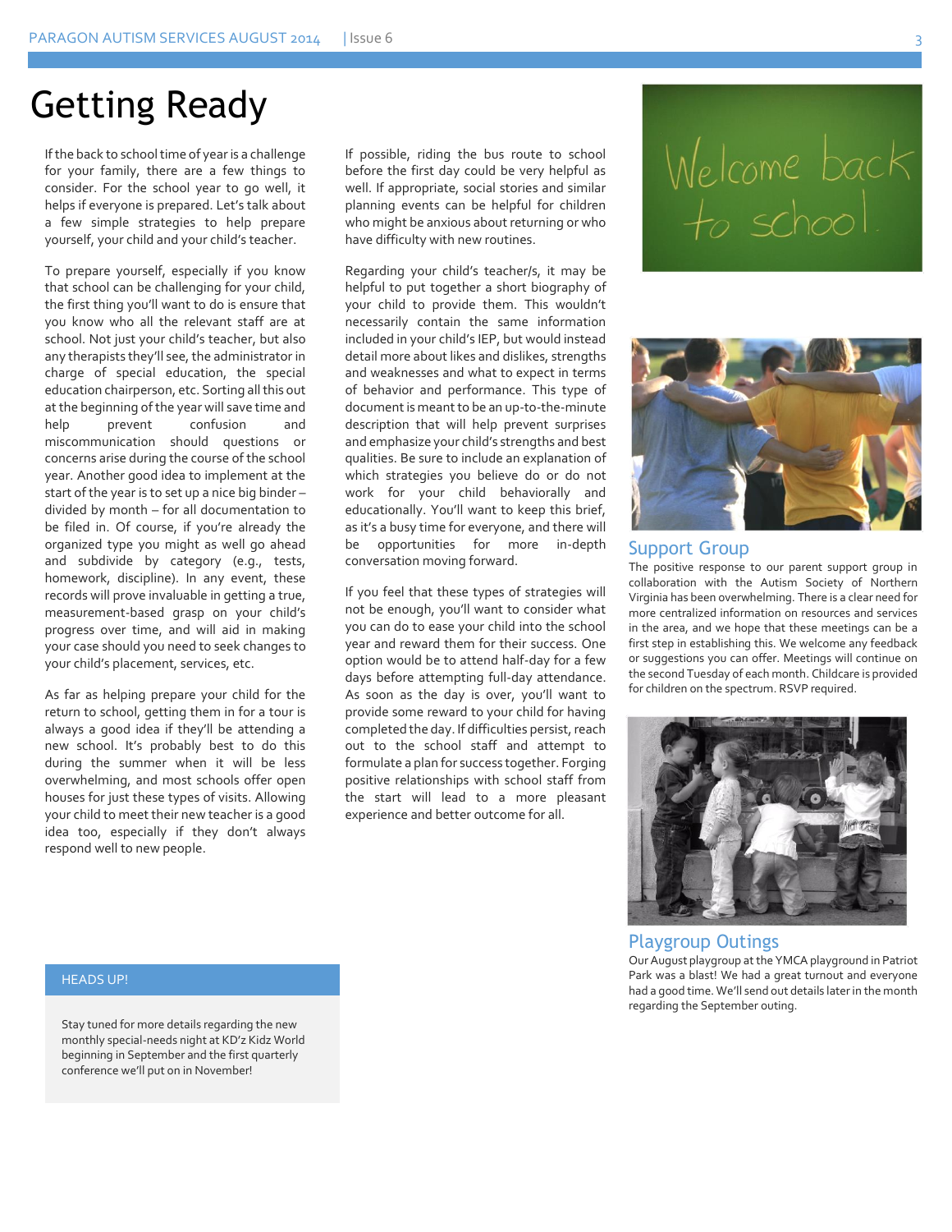# Getting Ready

If the back to school time of year is a challenge for your family, there are a few things to consider. For the school year to go well, it helps if everyone is prepared. Let's talk about a few simple strategies to help prepare yourself, your child and your child's teacher.

To prepare yourself, especially if you know that school can be challenging for your child, the first thing you'll want to do is ensure that you know who all the relevant staff are at school. Not just your child's teacher, but also any therapists they'll see, the administrator in charge of special education, the special education chairperson, etc. Sorting all this out at the beginning of the year will save time and help prevent confusion and miscommunication should questions or concerns arise during the course of the school year. Another good idea to implement at the start of the year is to set up a nice big binder – divided by month – for all documentation to be filed in. Of course, if you're already the organized type you might as well go ahead and subdivide by category (e.g., tests, homework, discipline). In any event, these records will prove invaluable in getting a true, measurement-based grasp on your child's progress over time, and will aid in making your case should you need to seek changes to your child's placement, services, etc.

As far as helping prepare your child for the return to school, getting them in for a tour is always a good idea if they'll be attending a new school. It's probably best to do this during the summer when it will be less overwhelming, and most schools offer open houses for just these types of visits. Allowing your child to meet their new teacher is a good idea too, especially if they don't always respond well to new people.

If possible, riding the bus route to school before the first day could be very helpful as well. If appropriate, social stories and similar planning events can be helpful for children who might be anxious about returning or who have difficulty with new routines.

Regarding your child's teacher/s, it may be helpful to put together a short biography of your child to provide them. This wouldn't necessarily contain the same information included in your child's IEP, but would instead detail more about likes and dislikes, strengths and weaknesses and what to expect in terms of behavior and performance. This type of document is meant to be an up-to-the-minute description that will help prevent surprises and emphasize your child's strengths and best qualities. Be sure to include an explanation of which strategies you believe do or do not work for your child behaviorally and educationally. You'll want to keep this brief, as it's a busy time for everyone, and there will be opportunities for more in-depth conversation moving forward.

If you feel that these types of strategies will not be enough, you'll want to consider what you can do to ease your child into the school year and reward them for their success. One option would be to attend half-day for a few days before attempting full-day attendance. As soon as the day is over, you'll want to provide some reward to your child for having completed the day. If difficulties persist, reach out to the school staff and attempt to formulate a plan for success together. Forging positive relationships with school staff from the start will lead to a more pleasant experience and better outcome for all.

## Support Group

The positive response to our parent support group in collaboration with the Autism Society of Northern Virginia has been overwhelming. There is a clear need for more centralized information on resources and services in the area, and we hope that these meetings can be a first step in establishing this. We welcome any feedback or suggestions you can offer. Meetings will continue on the second Tuesday of each month. Childcare is provided for children on the spectrum. RSVP required.

## Playgroup Outings

Our August playgroup at the YMCA playground in Patriot Park was a blast! We had a great turnout and everyone had a good time. We'll send out details later in the month regarding the September outing.

**HEADS UP!**

Stay tuned for more details regarding the new monthly special-needs night at KD'z Kidz World beginning in September and the first quarterly conference we'll put on in November!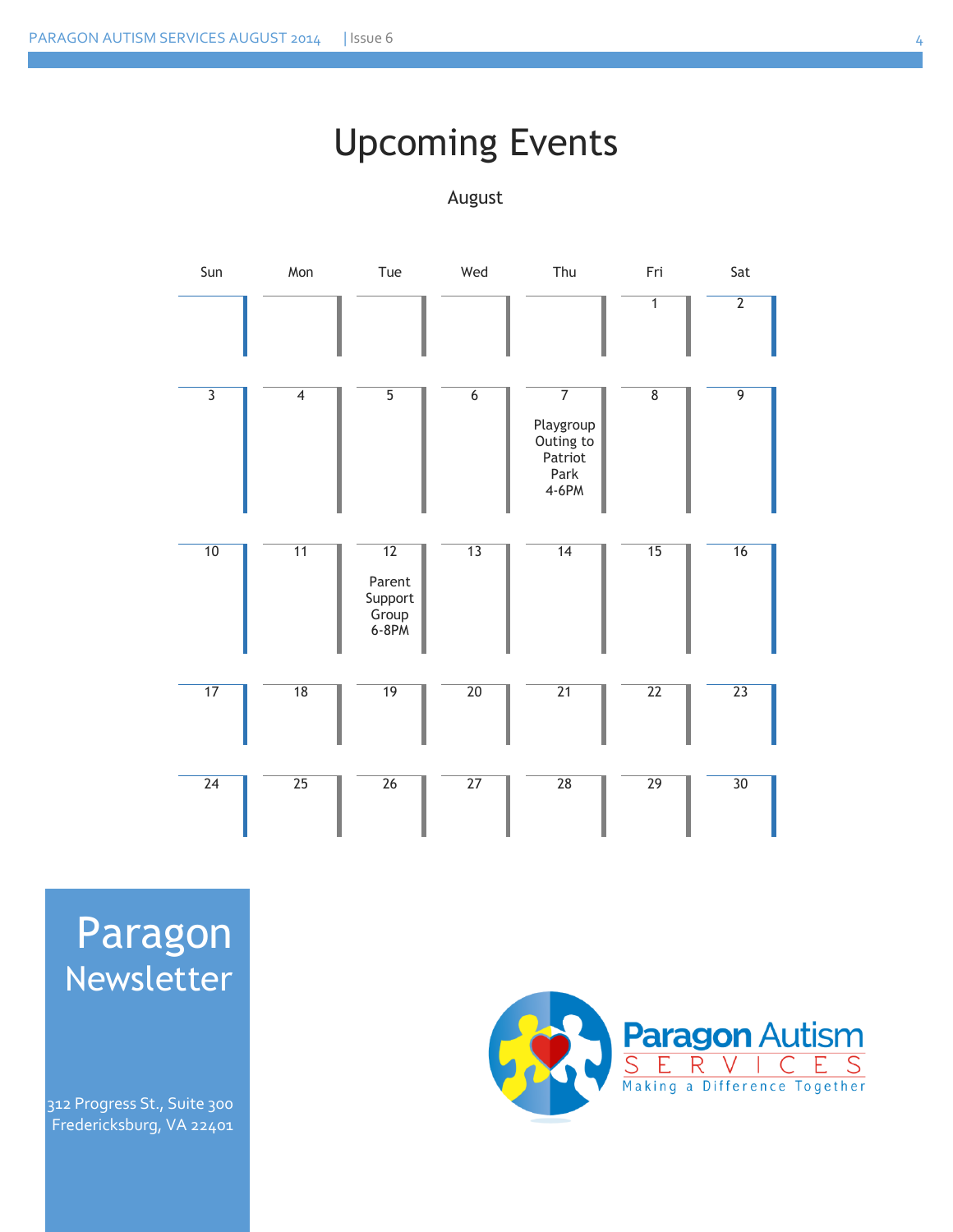# Upcoming Events

August

| Sun | Mon | Tue | Wed | Thu | Fri | Sat |
|---|---|---|---|---|---|---|
| | | | | | 1 | 2 |
| 3 | 4 | 5 | 6 | 7 Playgroup Outing to Patriot Park 4-6PM | 8 | 9 |
| 10 | 11 | 12 Parent Support Group 6-8PM | 13 | 14 | 15 | 16 |
| 17 | 18 | 19 | 20 | 21 | 22 | 23 |
| 24 | 25 | 26 | 27 | 28 | 29 | 30 |

Paragon Newsletter

312 Progress St., Suite 300
Fredericksburg, VA 22401

Paragon Autism SERVICES
Making a Difference Together